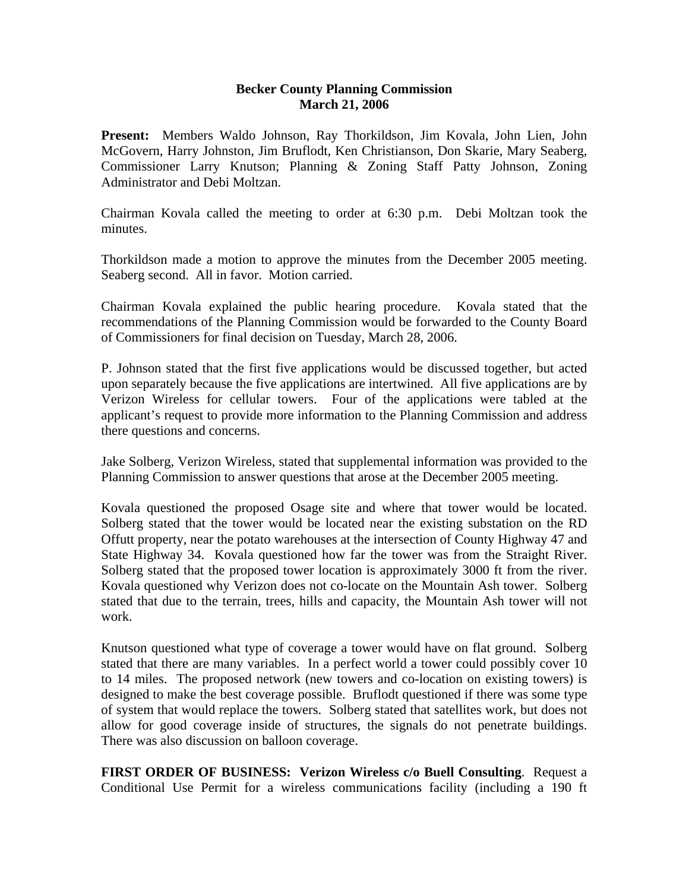# Becker County Planning Commission
## March 21, 2006

**Present:** Members Waldo Johnson, Ray Thorkildson, Jim Kovala, John Lien, John McGovern, Harry Johnston, Jim Bruflodt, Ken Christianson, Don Skarie, Mary Seaberg, Commissioner Larry Knutson; Planning & Zoning Staff Patty Johnson, Zoning Administrator and Debi Moltzan.

Chairman Kovala called the meeting to order at 6:30 p.m. Debi Moltzan took the minutes.

Thorkildson made a motion to approve the minutes from the December 2005 meeting. Seaberg second. All in favor. Motion carried.

Chairman Kovala explained the public hearing procedure. Kovala stated that the recommendations of the Planning Commission would be forwarded to the County Board of Commissioners for final decision on Tuesday, March 28, 2006.

P. Johnson stated that the first five applications would be discussed together, but acted upon separately because the five applications are intertwined. All five applications are by Verizon Wireless for cellular towers. Four of the applications were tabled at the applicant's request to provide more information to the Planning Commission and address there questions and concerns.

Jake Solberg, Verizon Wireless, stated that supplemental information was provided to the Planning Commission to answer questions that arose at the December 2005 meeting.

Kovala questioned the proposed Osage site and where that tower would be located. Solberg stated that the tower would be located near the existing substation on the RD Offutt property, near the potato warehouses at the intersection of County Highway 47 and State Highway 34. Kovala questioned how far the tower was from the Straight River. Solberg stated that the proposed tower location is approximately 3000 ft from the river. Kovala questioned why Verizon does not co-locate on the Mountain Ash tower. Solberg stated that due to the terrain, trees, hills and capacity, the Mountain Ash tower will not work.

Knutson questioned what type of coverage a tower would have on flat ground. Solberg stated that there are many variables. In a perfect world a tower could possibly cover 10 to 14 miles. The proposed network (new towers and co-location on existing towers) is designed to make the best coverage possible. Bruflodt questioned if there was some type of system that would replace the towers. Solberg stated that satellites work, but does not allow for good coverage inside of structures, the signals do not penetrate buildings. There was also discussion on balloon coverage.

**FIRST ORDER OF BUSINESS: Verizon Wireless c/o Buell Consulting**. Request a Conditional Use Permit for a wireless communications facility (including a 190 ft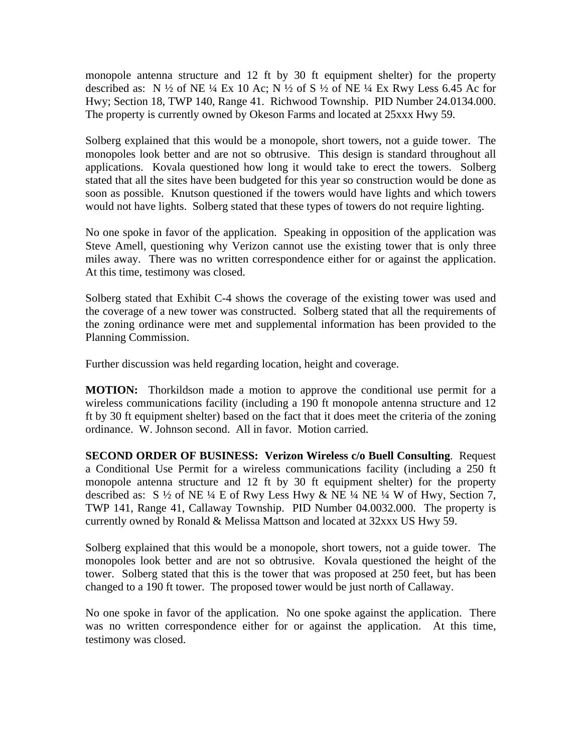monopole antenna structure and 12 ft by 30 ft equipment shelter) for the property described as: N ½ of NE ¼ Ex 10 Ac; N ½ of S ½ of NE ¼ Ex Rwy Less 6.45 Ac for Hwy; Section 18, TWP 140, Range 41. Richwood Township. PID Number 24.0134.000. The property is currently owned by Okeson Farms and located at 25xxx Hwy 59.

Solberg explained that this would be a monopole, short towers, not a guide tower. The monopoles look better and are not so obtrusive. This design is standard throughout all applications. Kovala questioned how long it would take to erect the towers. Solberg stated that all the sites have been budgeted for this year so construction would be done as soon as possible. Knutson questioned if the towers would have lights and which towers would not have lights. Solberg stated that these types of towers do not require lighting.

No one spoke in favor of the application. Speaking in opposition of the application was Steve Amell, questioning why Verizon cannot use the existing tower that is only three miles away. There was no written correspondence either for or against the application. At this time, testimony was closed.

Solberg stated that Exhibit C-4 shows the coverage of the existing tower was used and the coverage of a new tower was constructed. Solberg stated that all the requirements of the zoning ordinance were met and supplemental information has been provided to the Planning Commission.

Further discussion was held regarding location, height and coverage.

**MOTION:** Thorkildson made a motion to approve the conditional use permit for a wireless communications facility (including a 190 ft monopole antenna structure and 12 ft by 30 ft equipment shelter) based on the fact that it does meet the criteria of the zoning ordinance. W. Johnson second. All in favor. Motion carried.

**SECOND ORDER OF BUSINESS: Verizon Wireless c/o Buell Consulting**. Request a Conditional Use Permit for a wireless communications facility (including a 250 ft monopole antenna structure and 12 ft by 30 ft equipment shelter) for the property described as: S ½ of NE ¼ E of Rwy Less Hwy & NE ¼ NE ¼ W of Hwy, Section 7, TWP 141, Range 41, Callaway Township. PID Number 04.0032.000. The property is currently owned by Ronald & Melissa Mattson and located at 32xxx US Hwy 59.

Solberg explained that this would be a monopole, short towers, not a guide tower. The monopoles look better and are not so obtrusive. Kovala questioned the height of the tower. Solberg stated that this is the tower that was proposed at 250 feet, but has been changed to a 190 ft tower. The proposed tower would be just north of Callaway.

No one spoke in favor of the application. No one spoke against the application. There was no written correspondence either for or against the application. At this time, testimony was closed.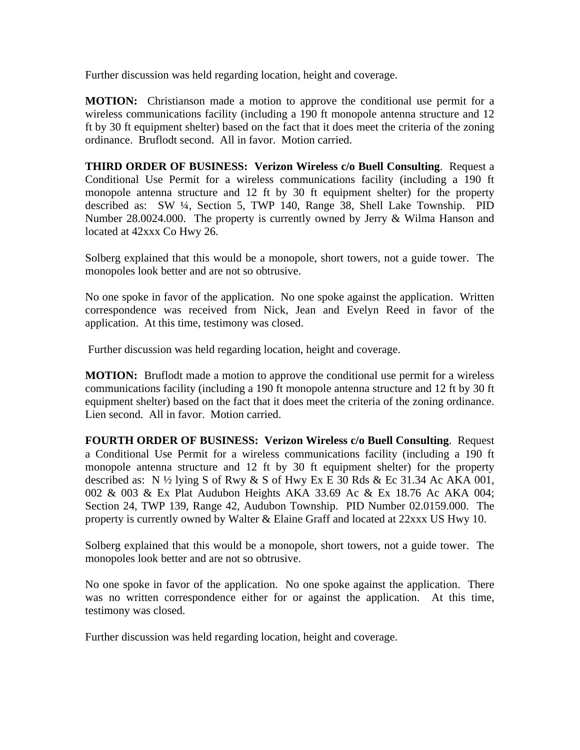Further discussion was held regarding location, height and coverage.

**MOTION:** Christianson made a motion to approve the conditional use permit for a wireless communications facility (including a 190 ft monopole antenna structure and 12 ft by 30 ft equipment shelter) based on the fact that it does meet the criteria of the zoning ordinance. Bruflodt second. All in favor. Motion carried.

**THIRD ORDER OF BUSINESS: Verizon Wireless c/o Buell Consulting**. Request a Conditional Use Permit for a wireless communications facility (including a 190 ft monopole antenna structure and 12 ft by 30 ft equipment shelter) for the property described as: SW ¼, Section 5, TWP 140, Range 38, Shell Lake Township. PID Number 28.0024.000. The property is currently owned by Jerry & Wilma Hanson and located at 42xxx Co Hwy 26.

Solberg explained that this would be a monopole, short towers, not a guide tower. The monopoles look better and are not so obtrusive.

No one spoke in favor of the application. No one spoke against the application. Written correspondence was received from Nick, Jean and Evelyn Reed in favor of the application. At this time, testimony was closed.

Further discussion was held regarding location, height and coverage.

**MOTION:** Bruflodt made a motion to approve the conditional use permit for a wireless communications facility (including a 190 ft monopole antenna structure and 12 ft by 30 ft equipment shelter) based on the fact that it does meet the criteria of the zoning ordinance. Lien second. All in favor. Motion carried.

**FOURTH ORDER OF BUSINESS: Verizon Wireless c/o Buell Consulting**. Request a Conditional Use Permit for a wireless communications facility (including a 190 ft monopole antenna structure and 12 ft by 30 ft equipment shelter) for the property described as: N ½ lying S of Rwy & S of Hwy Ex E 30 Rds & Ec 31.34 Ac AKA 001, 002 & 003 & Ex Plat Audubon Heights AKA 33.69 Ac & Ex 18.76 Ac AKA 004; Section 24, TWP 139, Range 42, Audubon Township. PID Number 02.0159.000. The property is currently owned by Walter & Elaine Graff and located at 22xxx US Hwy 10.

Solberg explained that this would be a monopole, short towers, not a guide tower. The monopoles look better and are not so obtrusive.

No one spoke in favor of the application. No one spoke against the application. There was no written correspondence either for or against the application. At this time, testimony was closed.

Further discussion was held regarding location, height and coverage.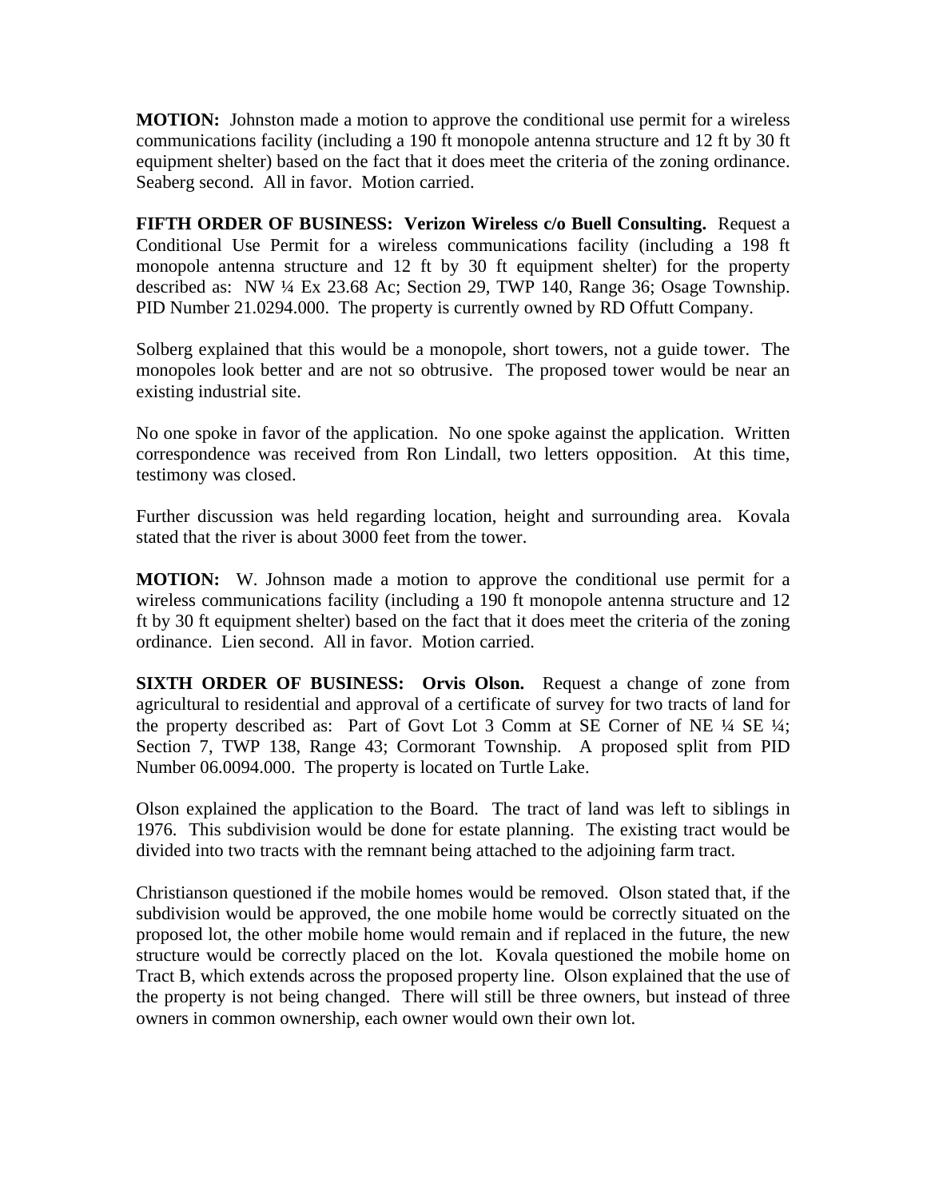**MOTION:** Johnston made a motion to approve the conditional use permit for a wireless communications facility (including a 190 ft monopole antenna structure and 12 ft by 30 ft equipment shelter) based on the fact that it does meet the criteria of the zoning ordinance. Seaberg second. All in favor. Motion carried.

**FIFTH ORDER OF BUSINESS: Verizon Wireless c/o Buell Consulting.** Request a Conditional Use Permit for a wireless communications facility (including a 198 ft monopole antenna structure and 12 ft by 30 ft equipment shelter) for the property described as: NW ¼ Ex 23.68 Ac; Section 29, TWP 140, Range 36; Osage Township. PID Number 21.0294.000. The property is currently owned by RD Offutt Company.

Solberg explained that this would be a monopole, short towers, not a guide tower. The monopoles look better and are not so obtrusive. The proposed tower would be near an existing industrial site.

No one spoke in favor of the application. No one spoke against the application. Written correspondence was received from Ron Lindall, two letters opposition. At this time, testimony was closed.

Further discussion was held regarding location, height and surrounding area. Kovala stated that the river is about 3000 feet from the tower.

**MOTION:** W. Johnson made a motion to approve the conditional use permit for a wireless communications facility (including a 190 ft monopole antenna structure and 12 ft by 30 ft equipment shelter) based on the fact that it does meet the criteria of the zoning ordinance. Lien second. All in favor. Motion carried.

**SIXTH ORDER OF BUSINESS: Orvis Olson.** Request a change of zone from agricultural to residential and approval of a certificate of survey for two tracts of land for the property described as: Part of Govt Lot 3 Comm at SE Corner of NE ¼ SE ¼; Section 7, TWP 138, Range 43; Cormorant Township. A proposed split from PID Number 06.0094.000. The property is located on Turtle Lake.

Olson explained the application to the Board. The tract of land was left to siblings in 1976. This subdivision would be done for estate planning. The existing tract would be divided into two tracts with the remnant being attached to the adjoining farm tract.

Christianson questioned if the mobile homes would be removed. Olson stated that, if the subdivision would be approved, the one mobile home would be correctly situated on the proposed lot, the other mobile home would remain and if replaced in the future, the new structure would be correctly placed on the lot. Kovala questioned the mobile home on Tract B, which extends across the proposed property line. Olson explained that the use of the property is not being changed. There will still be three owners, but instead of three owners in common ownership, each owner would own their own lot.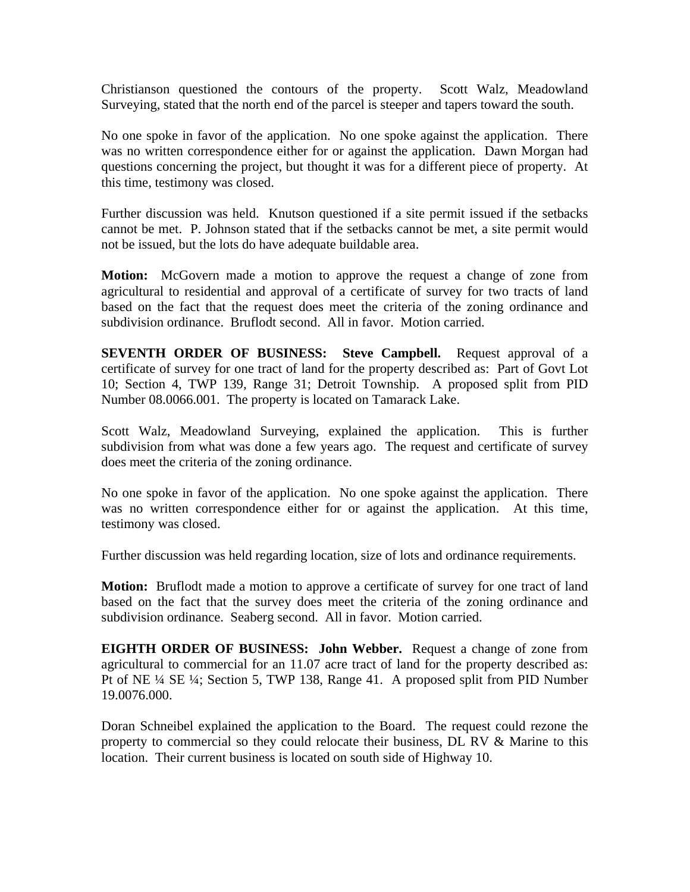Christianson questioned the contours of the property. Scott Walz, Meadowland Surveying, stated that the north end of the parcel is steeper and tapers toward the south.

No one spoke in favor of the application. No one spoke against the application. There was no written correspondence either for or against the application. Dawn Morgan had questions concerning the project, but thought it was for a different piece of property. At this time, testimony was closed.

Further discussion was held. Knutson questioned if a site permit issued if the setbacks cannot be met. P. Johnson stated that if the setbacks cannot be met, a site permit would not be issued, but the lots do have adequate buildable area.

**Motion:** McGovern made a motion to approve the request a change of zone from agricultural to residential and approval of a certificate of survey for two tracts of land based on the fact that the request does meet the criteria of the zoning ordinance and subdivision ordinance. Bruflodt second. All in favor. Motion carried.

**SEVENTH ORDER OF BUSINESS: Steve Campbell.** Request approval of a certificate of survey for one tract of land for the property described as: Part of Govt Lot 10; Section 4, TWP 139, Range 31; Detroit Township. A proposed split from PID Number 08.0066.001. The property is located on Tamarack Lake.

Scott Walz, Meadowland Surveying, explained the application. This is further subdivision from what was done a few years ago. The request and certificate of survey does meet the criteria of the zoning ordinance.

No one spoke in favor of the application. No one spoke against the application. There was no written correspondence either for or against the application. At this time, testimony was closed.

Further discussion was held regarding location, size of lots and ordinance requirements.

**Motion:** Bruflodt made a motion to approve a certificate of survey for one tract of land based on the fact that the survey does meet the criteria of the zoning ordinance and subdivision ordinance. Seaberg second. All in favor. Motion carried.

**EIGHTH ORDER OF BUSINESS: John Webber.** Request a change of zone from agricultural to commercial for an 11.07 acre tract of land for the property described as: Pt of NE ¼ SE ¼; Section 5, TWP 138, Range 41. A proposed split from PID Number 19.0076.000.

Doran Schneibel explained the application to the Board. The request could rezone the property to commercial so they could relocate their business, DL RV & Marine to this location. Their current business is located on south side of Highway 10.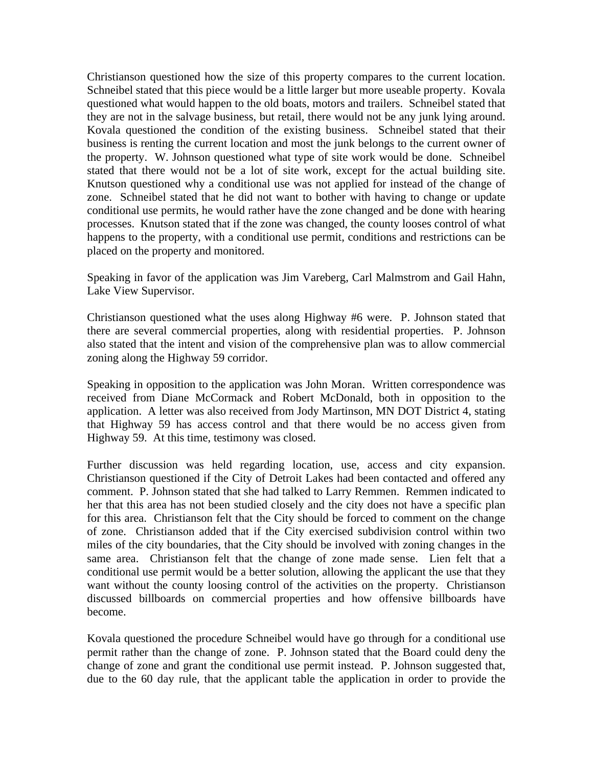Christianson questioned how the size of this property compares to the current location. Schneibel stated that this piece would be a little larger but more useable property. Kovala questioned what would happen to the old boats, motors and trailers. Schneibel stated that they are not in the salvage business, but retail, there would not be any junk lying around. Kovala questioned the condition of the existing business. Schneibel stated that their business is renting the current location and most the junk belongs to the current owner of the property. W. Johnson questioned what type of site work would be done. Schneibel stated that there would not be a lot of site work, except for the actual building site. Knutson questioned why a conditional use was not applied for instead of the change of zone. Schneibel stated that he did not want to bother with having to change or update conditional use permits, he would rather have the zone changed and be done with hearing processes. Knutson stated that if the zone was changed, the county looses control of what happens to the property, with a conditional use permit, conditions and restrictions can be placed on the property and monitored.

Speaking in favor of the application was Jim Vareberg, Carl Malmstrom and Gail Hahn, Lake View Supervisor.

Christianson questioned what the uses along Highway #6 were. P. Johnson stated that there are several commercial properties, along with residential properties. P. Johnson also stated that the intent and vision of the comprehensive plan was to allow commercial zoning along the Highway 59 corridor.

Speaking in opposition to the application was John Moran. Written correspondence was received from Diane McCormack and Robert McDonald, both in opposition to the application. A letter was also received from Jody Martinson, MN DOT District 4, stating that Highway 59 has access control and that there would be no access given from Highway 59. At this time, testimony was closed.

Further discussion was held regarding location, use, access and city expansion. Christianson questioned if the City of Detroit Lakes had been contacted and offered any comment. P. Johnson stated that she had talked to Larry Remmen. Remmen indicated to her that this area has not been studied closely and the city does not have a specific plan for this area. Christianson felt that the City should be forced to comment on the change of zone. Christianson added that if the City exercised subdivision control within two miles of the city boundaries, that the City should be involved with zoning changes in the same area. Christianson felt that the change of zone made sense. Lien felt that a conditional use permit would be a better solution, allowing the applicant the use that they want without the county loosing control of the activities on the property. Christianson discussed billboards on commercial properties and how offensive billboards have become.

Kovala questioned the procedure Schneibel would have go through for a conditional use permit rather than the change of zone. P. Johnson stated that the Board could deny the change of zone and grant the conditional use permit instead. P. Johnson suggested that, due to the 60 day rule, that the applicant table the application in order to provide the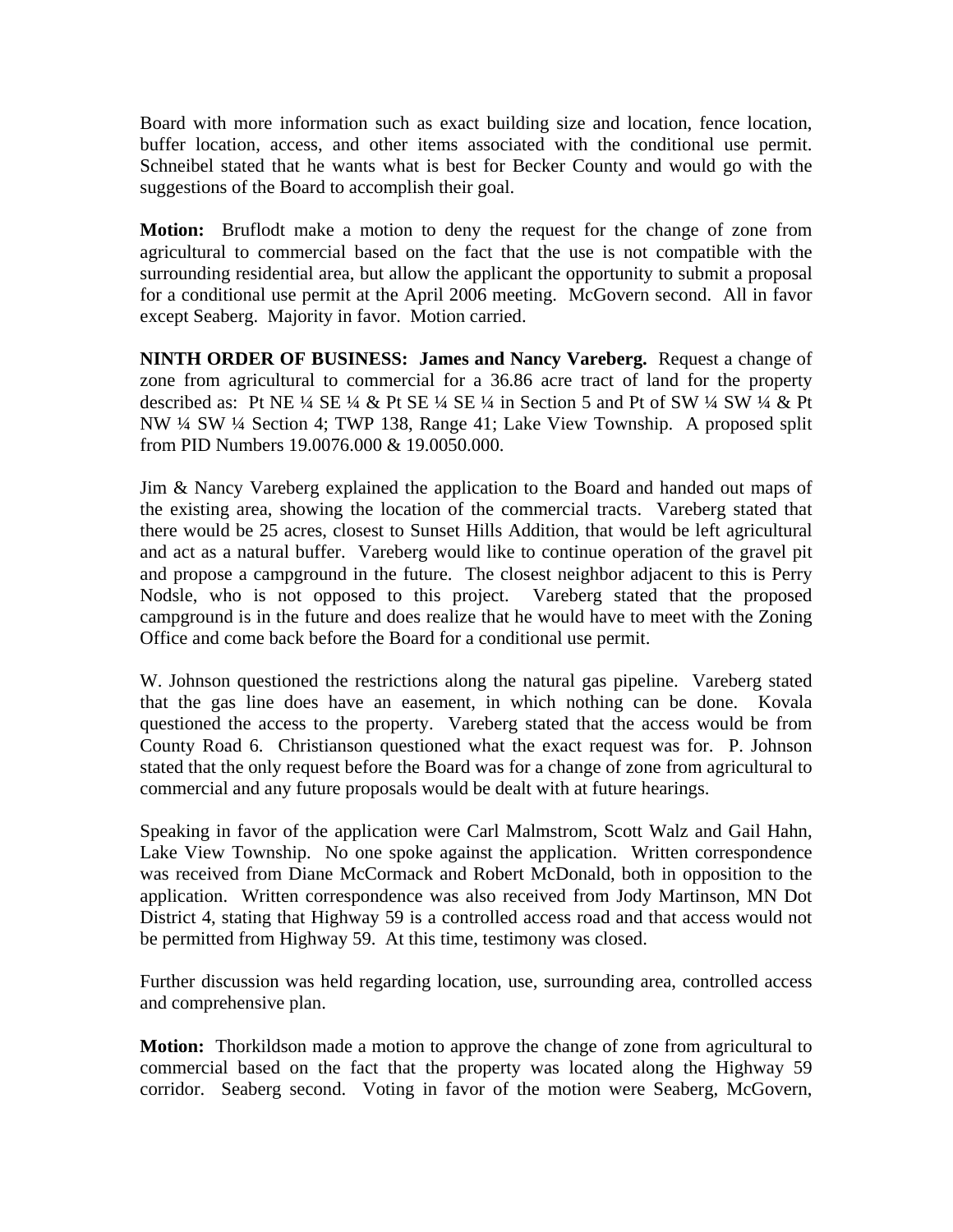Board with more information such as exact building size and location, fence location, buffer location, access, and other items associated with the conditional use permit. Schneibel stated that he wants what is best for Becker County and would go with the suggestions of the Board to accomplish their goal.

**Motion:** Bruflodt make a motion to deny the request for the change of zone from agricultural to commercial based on the fact that the use is not compatible with the surrounding residential area, but allow the applicant the opportunity to submit a proposal for a conditional use permit at the April 2006 meeting. McGovern second. All in favor except Seaberg. Majority in favor. Motion carried.

**NINTH ORDER OF BUSINESS: James and Nancy Vareberg.** Request a change of zone from agricultural to commercial for a 36.86 acre tract of land for the property described as: Pt NE ¼ SE ¼ & Pt SE ¼ SE ¼ in Section 5 and Pt of SW ¼ SW ¼ & Pt NW ¼ SW ¼ Section 4; TWP 138, Range 41; Lake View Township. A proposed split from PID Numbers 19.0076.000 & 19.0050.000.

Jim & Nancy Vareberg explained the application to the Board and handed out maps of the existing area, showing the location of the commercial tracts. Vareberg stated that there would be 25 acres, closest to Sunset Hills Addition, that would be left agricultural and act as a natural buffer. Vareberg would like to continue operation of the gravel pit and propose a campground in the future. The closest neighbor adjacent to this is Perry Nodsle, who is not opposed to this project. Vareberg stated that the proposed campground is in the future and does realize that he would have to meet with the Zoning Office and come back before the Board for a conditional use permit.

W. Johnson questioned the restrictions along the natural gas pipeline. Vareberg stated that the gas line does have an easement, in which nothing can be done. Kovala questioned the access to the property. Vareberg stated that the access would be from County Road 6. Christianson questioned what the exact request was for. P. Johnson stated that the only request before the Board was for a change of zone from agricultural to commercial and any future proposals would be dealt with at future hearings.

Speaking in favor of the application were Carl Malmstrom, Scott Walz and Gail Hahn, Lake View Township. No one spoke against the application. Written correspondence was received from Diane McCormack and Robert McDonald, both in opposition to the application. Written correspondence was also received from Jody Martinson, MN Dot District 4, stating that Highway 59 is a controlled access road and that access would not be permitted from Highway 59. At this time, testimony was closed.

Further discussion was held regarding location, use, surrounding area, controlled access and comprehensive plan.

**Motion:** Thorkildson made a motion to approve the change of zone from agricultural to commercial based on the fact that the property was located along the Highway 59 corridor. Seaberg second. Voting in favor of the motion were Seaberg, McGovern,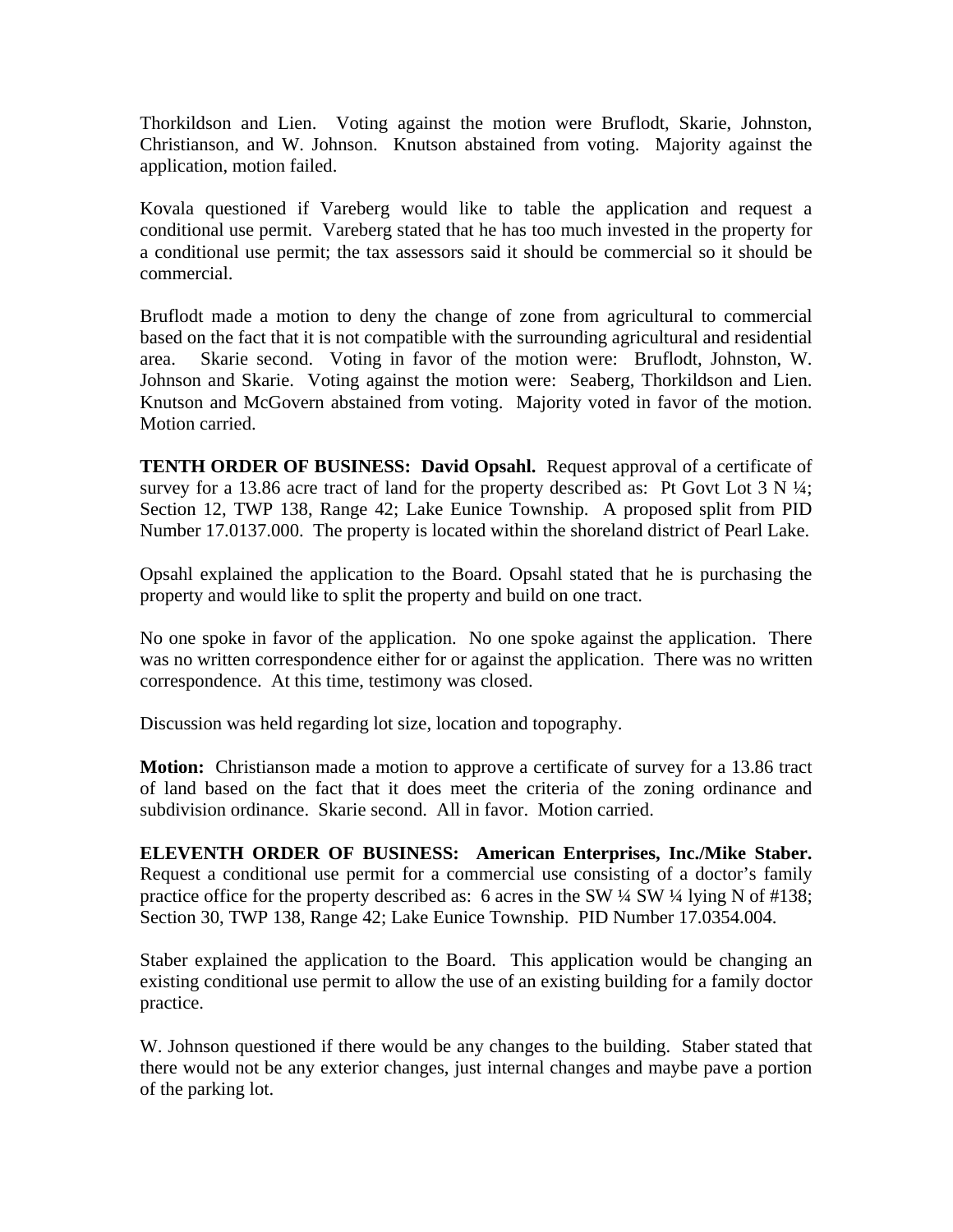Thorkildson and Lien. Voting against the motion were Bruflodt, Skarie, Johnston, Christianson, and W. Johnson. Knutson abstained from voting. Majority against the application, motion failed.

Kovala questioned if Vareberg would like to table the application and request a conditional use permit. Vareberg stated that he has too much invested in the property for a conditional use permit; the tax assessors said it should be commercial so it should be commercial.

Bruflodt made a motion to deny the change of zone from agricultural to commercial based on the fact that it is not compatible with the surrounding agricultural and residential area. Skarie second. Voting in favor of the motion were: Bruflodt, Johnston, W. Johnson and Skarie. Voting against the motion were: Seaberg, Thorkildson and Lien. Knutson and McGovern abstained from voting. Majority voted in favor of the motion. Motion carried.

**TENTH ORDER OF BUSINESS: David Opsahl.** Request approval of a certificate of survey for a 13.86 acre tract of land for the property described as: Pt Govt Lot 3 N ¼; Section 12, TWP 138, Range 42; Lake Eunice Township. A proposed split from PID Number 17.0137.000. The property is located within the shoreland district of Pearl Lake.

Opsahl explained the application to the Board. Opsahl stated that he is purchasing the property and would like to split the property and build on one tract.

No one spoke in favor of the application. No one spoke against the application. There was no written correspondence either for or against the application. There was no written correspondence. At this time, testimony was closed.

Discussion was held regarding lot size, location and topography.

**Motion:** Christianson made a motion to approve a certificate of survey for a 13.86 tract of land based on the fact that it does meet the criteria of the zoning ordinance and subdivision ordinance. Skarie second. All in favor. Motion carried.

**ELEVENTH ORDER OF BUSINESS: American Enterprises, Inc./Mike Staber.** Request a conditional use permit for a commercial use consisting of a doctor's family practice office for the property described as: 6 acres in the SW ¼ SW ¼ lying N of #138; Section 30, TWP 138, Range 42; Lake Eunice Township. PID Number 17.0354.004.

Staber explained the application to the Board. This application would be changing an existing conditional use permit to allow the use of an existing building for a family doctor practice.

W. Johnson questioned if there would be any changes to the building. Staber stated that there would not be any exterior changes, just internal changes and maybe pave a portion of the parking lot.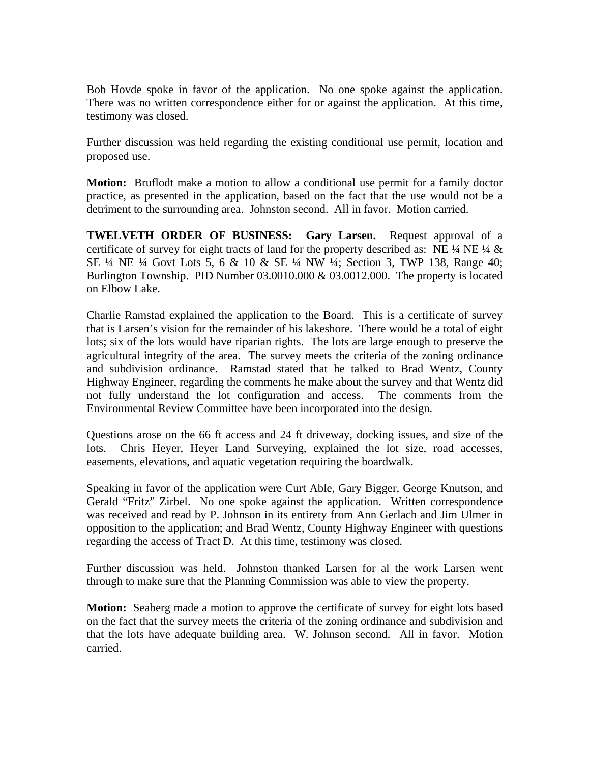Bob Hovde spoke in favor of the application. No one spoke against the application. There was no written correspondence either for or against the application. At this time, testimony was closed.

Further discussion was held regarding the existing conditional use permit, location and proposed use.

**Motion:** Bruflodt make a motion to allow a conditional use permit for a family doctor practice, as presented in the application, based on the fact that the use would not be a detriment to the surrounding area. Johnston second. All in favor. Motion carried.

**TWELVETH ORDER OF BUSINESS: Gary Larsen.** Request approval of a certificate of survey for eight tracts of land for the property described as: NE ¼ NE ¼ & SE ¼ NE ¼ Govt Lots 5, 6 & 10 & SE ¼ NW ¼; Section 3, TWP 138, Range 40; Burlington Township. PID Number 03.0010.000 & 03.0012.000. The property is located on Elbow Lake.

Charlie Ramstad explained the application to the Board. This is a certificate of survey that is Larsen's vision for the remainder of his lakeshore. There would be a total of eight lots; six of the lots would have riparian rights. The lots are large enough to preserve the agricultural integrity of the area. The survey meets the criteria of the zoning ordinance and subdivision ordinance. Ramstad stated that he talked to Brad Wentz, County Highway Engineer, regarding the comments he make about the survey and that Wentz did not fully understand the lot configuration and access. The comments from the Environmental Review Committee have been incorporated into the design.

Questions arose on the 66 ft access and 24 ft driveway, docking issues, and size of the lots. Chris Heyer, Heyer Land Surveying, explained the lot size, road accesses, easements, elevations, and aquatic vegetation requiring the boardwalk.

Speaking in favor of the application were Curt Able, Gary Bigger, George Knutson, and Gerald "Fritz" Zirbel. No one spoke against the application. Written correspondence was received and read by P. Johnson in its entirety from Ann Gerlach and Jim Ulmer in opposition to the application; and Brad Wentz, County Highway Engineer with questions regarding the access of Tract D. At this time, testimony was closed.

Further discussion was held. Johnston thanked Larsen for al the work Larsen went through to make sure that the Planning Commission was able to view the property.

**Motion:** Seaberg made a motion to approve the certificate of survey for eight lots based on the fact that the survey meets the criteria of the zoning ordinance and subdivision and that the lots have adequate building area. W. Johnson second. All in favor. Motion carried.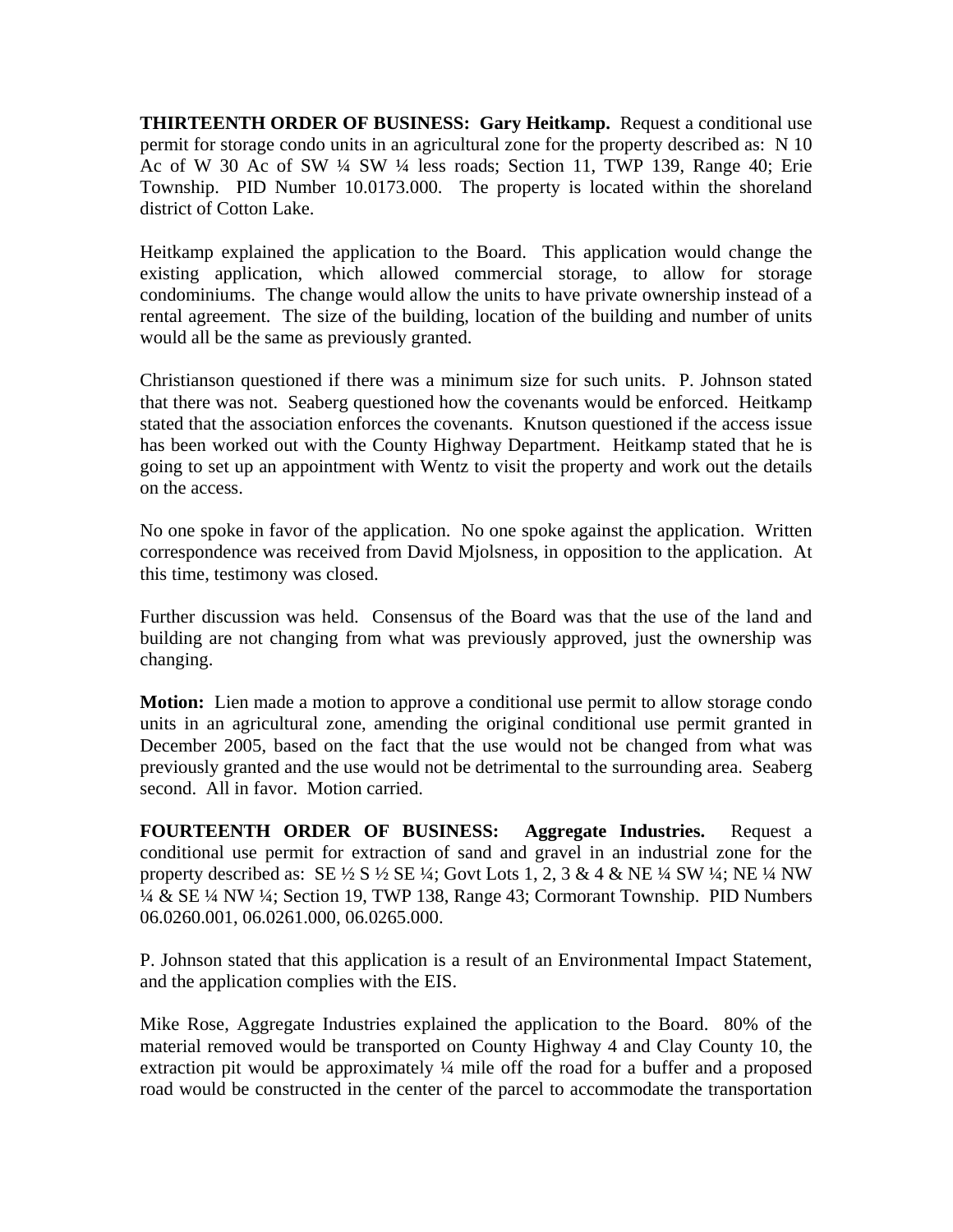**THIRTEENTH ORDER OF BUSINESS: Gary Heitkamp.** Request a conditional use permit for storage condo units in an agricultural zone for the property described as: N 10 Ac of W 30 Ac of SW ¼ SW ¼ less roads; Section 11, TWP 139, Range 40; Erie Township. PID Number 10.0173.000. The property is located within the shoreland district of Cotton Lake.

Heitkamp explained the application to the Board. This application would change the existing application, which allowed commercial storage, to allow for storage condominiums. The change would allow the units to have private ownership instead of a rental agreement. The size of the building, location of the building and number of units would all be the same as previously granted.

Christianson questioned if there was a minimum size for such units. P. Johnson stated that there was not. Seaberg questioned how the covenants would be enforced. Heitkamp stated that the association enforces the covenants. Knutson questioned if the access issue has been worked out with the County Highway Department. Heitkamp stated that he is going to set up an appointment with Wentz to visit the property and work out the details on the access.

No one spoke in favor of the application. No one spoke against the application. Written correspondence was received from David Mjolsness, in opposition to the application. At this time, testimony was closed.

Further discussion was held. Consensus of the Board was that the use of the land and building are not changing from what was previously approved, just the ownership was changing.

**Motion:** Lien made a motion to approve a conditional use permit to allow storage condo units in an agricultural zone, amending the original conditional use permit granted in December 2005, based on the fact that the use would not be changed from what was previously granted and the use would not be detrimental to the surrounding area. Seaberg second. All in favor. Motion carried.

**FOURTEENTH ORDER OF BUSINESS: Aggregate Industries.** Request a conditional use permit for extraction of sand and gravel in an industrial zone for the property described as: SE ½ S ½ SE ¼; Govt Lots 1, 2, 3 & 4 & NE ¼ SW ¼; NE ¼ NW ¼ & SE ¼ NW ¼; Section 19, TWP 138, Range 43; Cormorant Township. PID Numbers 06.0260.001, 06.0261.000, 06.0265.000.

P. Johnson stated that this application is a result of an Environmental Impact Statement, and the application complies with the EIS.

Mike Rose, Aggregate Industries explained the application to the Board. 80% of the material removed would be transported on County Highway 4 and Clay County 10, the extraction pit would be approximately ¼ mile off the road for a buffer and a proposed road would be constructed in the center of the parcel to accommodate the transportation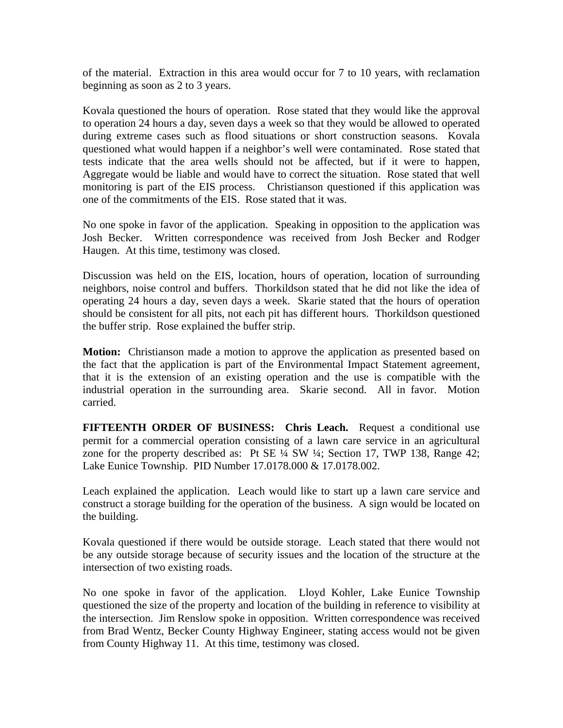of the material. Extraction in this area would occur for 7 to 10 years, with reclamation beginning as soon as 2 to 3 years.

Kovala questioned the hours of operation. Rose stated that they would like the approval to operation 24 hours a day, seven days a week so that they would be allowed to operated during extreme cases such as flood situations or short construction seasons. Kovala questioned what would happen if a neighbor's well were contaminated. Rose stated that tests indicate that the area wells should not be affected, but if it were to happen, Aggregate would be liable and would have to correct the situation. Rose stated that well monitoring is part of the EIS process. Christianson questioned if this application was one of the commitments of the EIS. Rose stated that it was.

No one spoke in favor of the application. Speaking in opposition to the application was Josh Becker. Written correspondence was received from Josh Becker and Rodger Haugen. At this time, testimony was closed.

Discussion was held on the EIS, location, hours of operation, location of surrounding neighbors, noise control and buffers. Thorkildson stated that he did not like the idea of operating 24 hours a day, seven days a week. Skarie stated that the hours of operation should be consistent for all pits, not each pit has different hours. Thorkildson questioned the buffer strip. Rose explained the buffer strip.

**Motion:** Christianson made a motion to approve the application as presented based on the fact that the application is part of the Environmental Impact Statement agreement, that it is the extension of an existing operation and the use is compatible with the industrial operation in the surrounding area. Skarie second. All in favor. Motion carried.

**FIFTEENTH ORDER OF BUSINESS: Chris Leach.** Request a conditional use permit for a commercial operation consisting of a lawn care service in an agricultural zone for the property described as: Pt SE ¼ SW ¼; Section 17, TWP 138, Range 42; Lake Eunice Township. PID Number 17.0178.000 & 17.0178.002.

Leach explained the application. Leach would like to start up a lawn care service and construct a storage building for the operation of the business. A sign would be located on the building.

Kovala questioned if there would be outside storage. Leach stated that there would not be any outside storage because of security issues and the location of the structure at the intersection of two existing roads.

No one spoke in favor of the application. Lloyd Kohler, Lake Eunice Township questioned the size of the property and location of the building in reference to visibility at the intersection. Jim Renslow spoke in opposition. Written correspondence was received from Brad Wentz, Becker County Highway Engineer, stating access would not be given from County Highway 11. At this time, testimony was closed.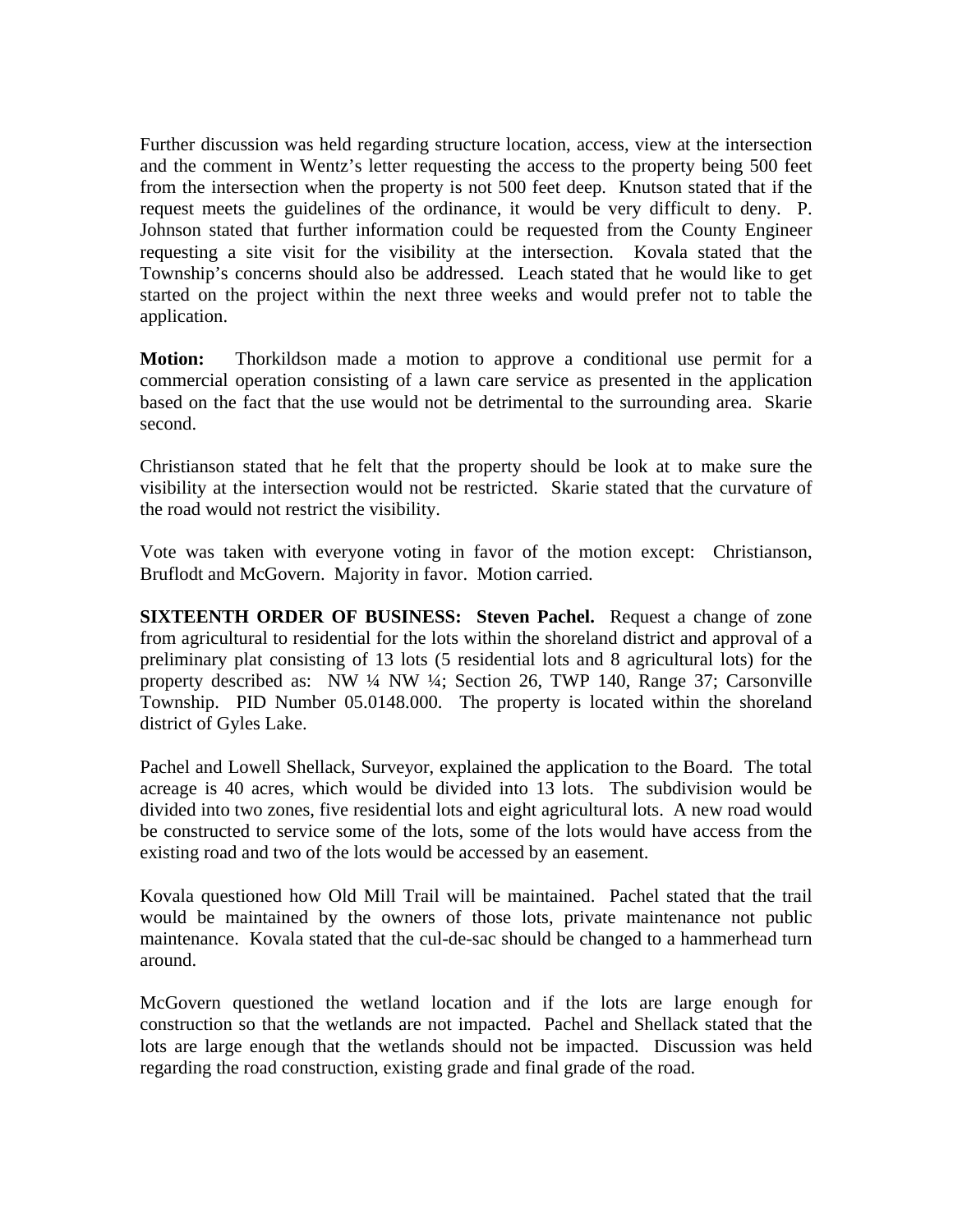Further discussion was held regarding structure location, access, view at the intersection and the comment in Wentz's letter requesting the access to the property being 500 feet from the intersection when the property is not 500 feet deep. Knutson stated that if the request meets the guidelines of the ordinance, it would be very difficult to deny. P. Johnson stated that further information could be requested from the County Engineer requesting a site visit for the visibility at the intersection. Kovala stated that the Township's concerns should also be addressed. Leach stated that he would like to get started on the project within the next three weeks and would prefer not to table the application.

**Motion:** Thorkildson made a motion to approve a conditional use permit for a commercial operation consisting of a lawn care service as presented in the application based on the fact that the use would not be detrimental to the surrounding area. Skarie second.

Christianson stated that he felt that the property should be look at to make sure the visibility at the intersection would not be restricted. Skarie stated that the curvature of the road would not restrict the visibility.

Vote was taken with everyone voting in favor of the motion except: Christianson, Bruflodt and McGovern. Majority in favor. Motion carried.

**SIXTEENTH ORDER OF BUSINESS: Steven Pachel.** Request a change of zone from agricultural to residential for the lots within the shoreland district and approval of a preliminary plat consisting of 13 lots (5 residential lots and 8 agricultural lots) for the property described as: NW ¼ NW ¼; Section 26, TWP 140, Range 37; Carsonville Township. PID Number 05.0148.000. The property is located within the shoreland district of Gyles Lake.

Pachel and Lowell Shellack, Surveyor, explained the application to the Board. The total acreage is 40 acres, which would be divided into 13 lots. The subdivision would be divided into two zones, five residential lots and eight agricultural lots. A new road would be constructed to service some of the lots, some of the lots would have access from the existing road and two of the lots would be accessed by an easement.

Kovala questioned how Old Mill Trail will be maintained. Pachel stated that the trail would be maintained by the owners of those lots, private maintenance not public maintenance. Kovala stated that the cul-de-sac should be changed to a hammerhead turn around.

McGovern questioned the wetland location and if the lots are large enough for construction so that the wetlands are not impacted. Pachel and Shellack stated that the lots are large enough that the wetlands should not be impacted. Discussion was held regarding the road construction, existing grade and final grade of the road.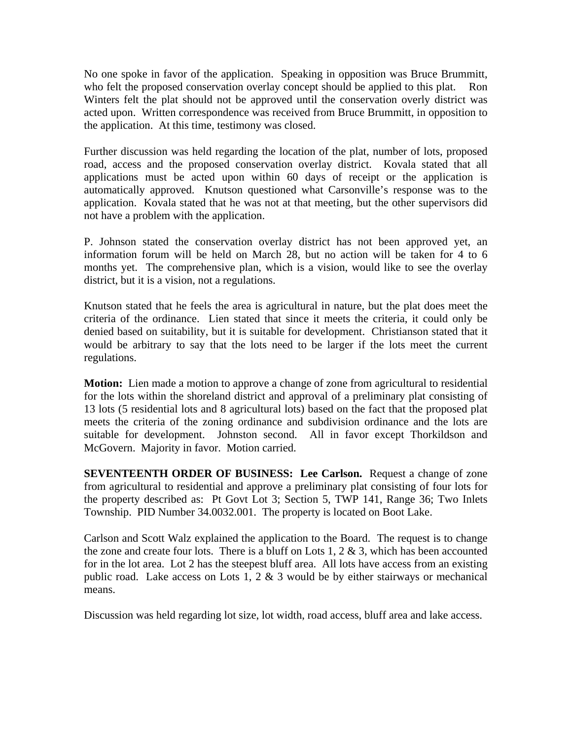No one spoke in favor of the application. Speaking in opposition was Bruce Brummitt, who felt the proposed conservation overlay concept should be applied to this plat. Ron Winters felt the plat should not be approved until the conservation overly district was acted upon. Written correspondence was received from Bruce Brummitt, in opposition to the application. At this time, testimony was closed.

Further discussion was held regarding the location of the plat, number of lots, proposed road, access and the proposed conservation overlay district. Kovala stated that all applications must be acted upon within 60 days of receipt or the application is automatically approved. Knutson questioned what Carsonville's response was to the application. Kovala stated that he was not at that meeting, but the other supervisors did not have a problem with the application.

P. Johnson stated the conservation overlay district has not been approved yet, an information forum will be held on March 28, but no action will be taken for 4 to 6 months yet. The comprehensive plan, which is a vision, would like to see the overlay district, but it is a vision, not a regulations.

Knutson stated that he feels the area is agricultural in nature, but the plat does meet the criteria of the ordinance. Lien stated that since it meets the criteria, it could only be denied based on suitability, but it is suitable for development. Christianson stated that it would be arbitrary to say that the lots need to be larger if the lots meet the current regulations.

**Motion:** Lien made a motion to approve a change of zone from agricultural to residential for the lots within the shoreland district and approval of a preliminary plat consisting of 13 lots (5 residential lots and 8 agricultural lots) based on the fact that the proposed plat meets the criteria of the zoning ordinance and subdivision ordinance and the lots are suitable for development. Johnston second. All in favor except Thorkildson and McGovern. Majority in favor. Motion carried.

**SEVENTEENTH ORDER OF BUSINESS: Lee Carlson.** Request a change of zone from agricultural to residential and approve a preliminary plat consisting of four lots for the property described as: Pt Govt Lot 3; Section 5, TWP 141, Range 36; Two Inlets Township. PID Number 34.0032.001. The property is located on Boot Lake.

Carlson and Scott Walz explained the application to the Board. The request is to change the zone and create four lots. There is a bluff on Lots 1, 2 & 3, which has been accounted for in the lot area. Lot 2 has the steepest bluff area. All lots have access from an existing public road. Lake access on Lots 1, 2 & 3 would be by either stairways or mechanical means.

Discussion was held regarding lot size, lot width, road access, bluff area and lake access.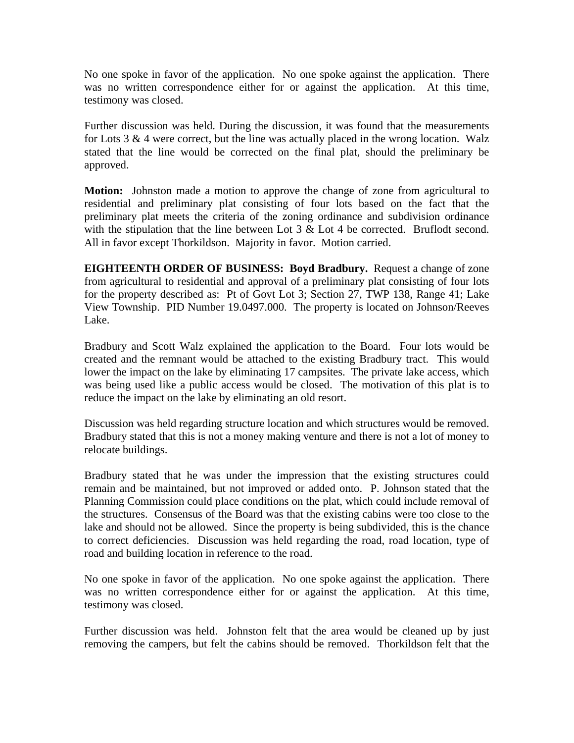No one spoke in favor of the application. No one spoke against the application. There was no written correspondence either for or against the application. At this time, testimony was closed.

Further discussion was held. During the discussion, it was found that the measurements for Lots 3 & 4 were correct, but the line was actually placed in the wrong location. Walz stated that the line would be corrected on the final plat, should the preliminary be approved.

**Motion:** Johnston made a motion to approve the change of zone from agricultural to residential and preliminary plat consisting of four lots based on the fact that the preliminary plat meets the criteria of the zoning ordinance and subdivision ordinance with the stipulation that the line between Lot 3 & Lot 4 be corrected. Bruflodt second. All in favor except Thorkildson. Majority in favor. Motion carried.

**EIGHTEENTH ORDER OF BUSINESS: Boyd Bradbury.** Request a change of zone from agricultural to residential and approval of a preliminary plat consisting of four lots for the property described as: Pt of Govt Lot 3; Section 27, TWP 138, Range 41; Lake View Township. PID Number 19.0497.000. The property is located on Johnson/Reeves Lake.

Bradbury and Scott Walz explained the application to the Board. Four lots would be created and the remnant would be attached to the existing Bradbury tract. This would lower the impact on the lake by eliminating 17 campsites. The private lake access, which was being used like a public access would be closed. The motivation of this plat is to reduce the impact on the lake by eliminating an old resort.

Discussion was held regarding structure location and which structures would be removed. Bradbury stated that this is not a money making venture and there is not a lot of money to relocate buildings.

Bradbury stated that he was under the impression that the existing structures could remain and be maintained, but not improved or added onto. P. Johnson stated that the Planning Commission could place conditions on the plat, which could include removal of the structures. Consensus of the Board was that the existing cabins were too close to the lake and should not be allowed. Since the property is being subdivided, this is the chance to correct deficiencies. Discussion was held regarding the road, road location, type of road and building location in reference to the road.

No one spoke in favor of the application. No one spoke against the application. There was no written correspondence either for or against the application. At this time, testimony was closed.

Further discussion was held. Johnston felt that the area would be cleaned up by just removing the campers, but felt the cabins should be removed. Thorkildson felt that the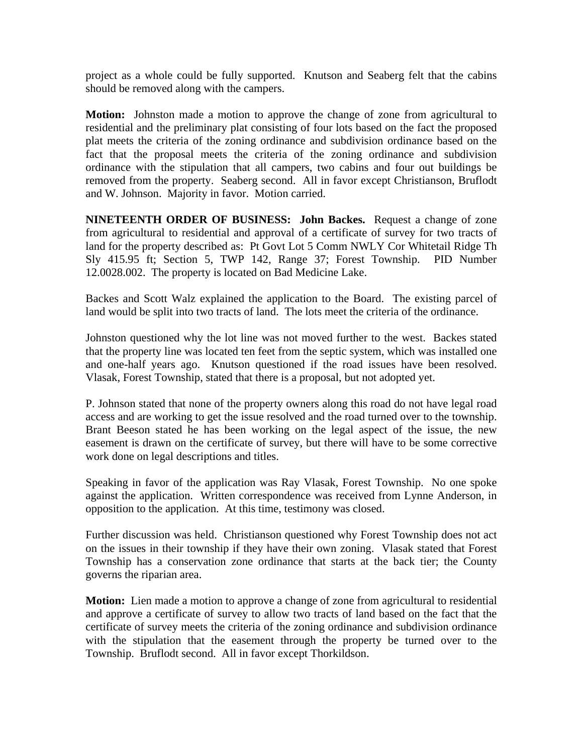project as a whole could be fully supported. Knutson and Seaberg felt that the cabins should be removed along with the campers.

**Motion:** Johnston made a motion to approve the change of zone from agricultural to residential and the preliminary plat consisting of four lots based on the fact the proposed plat meets the criteria of the zoning ordinance and subdivision ordinance based on the fact that the proposal meets the criteria of the zoning ordinance and subdivision ordinance with the stipulation that all campers, two cabins and four out buildings be removed from the property. Seaberg second. All in favor except Christianson, Bruflodt and W. Johnson. Majority in favor. Motion carried.

**NINETEENTH ORDER OF BUSINESS: John Backes.** Request a change of zone from agricultural to residential and approval of a certificate of survey for two tracts of land for the property described as: Pt Govt Lot 5 Comm NWLY Cor Whitetail Ridge Th Sly 415.95 ft; Section 5, TWP 142, Range 37; Forest Township. PID Number 12.0028.002. The property is located on Bad Medicine Lake.

Backes and Scott Walz explained the application to the Board. The existing parcel of land would be split into two tracts of land. The lots meet the criteria of the ordinance.

Johnston questioned why the lot line was not moved further to the west. Backes stated that the property line was located ten feet from the septic system, which was installed one and one-half years ago. Knutson questioned if the road issues have been resolved. Vlasak, Forest Township, stated that there is a proposal, but not adopted yet.

P. Johnson stated that none of the property owners along this road do not have legal road access and are working to get the issue resolved and the road turned over to the township. Brant Beeson stated he has been working on the legal aspect of the issue, the new easement is drawn on the certificate of survey, but there will have to be some corrective work done on legal descriptions and titles.

Speaking in favor of the application was Ray Vlasak, Forest Township. No one spoke against the application. Written correspondence was received from Lynne Anderson, in opposition to the application. At this time, testimony was closed.

Further discussion was held. Christianson questioned why Forest Township does not act on the issues in their township if they have their own zoning. Vlasak stated that Forest Township has a conservation zone ordinance that starts at the back tier; the County governs the riparian area.

**Motion:** Lien made a motion to approve a change of zone from agricultural to residential and approve a certificate of survey to allow two tracts of land based on the fact that the certificate of survey meets the criteria of the zoning ordinance and subdivision ordinance with the stipulation that the easement through the property be turned over to the Township. Bruflodt second. All in favor except Thorkildson.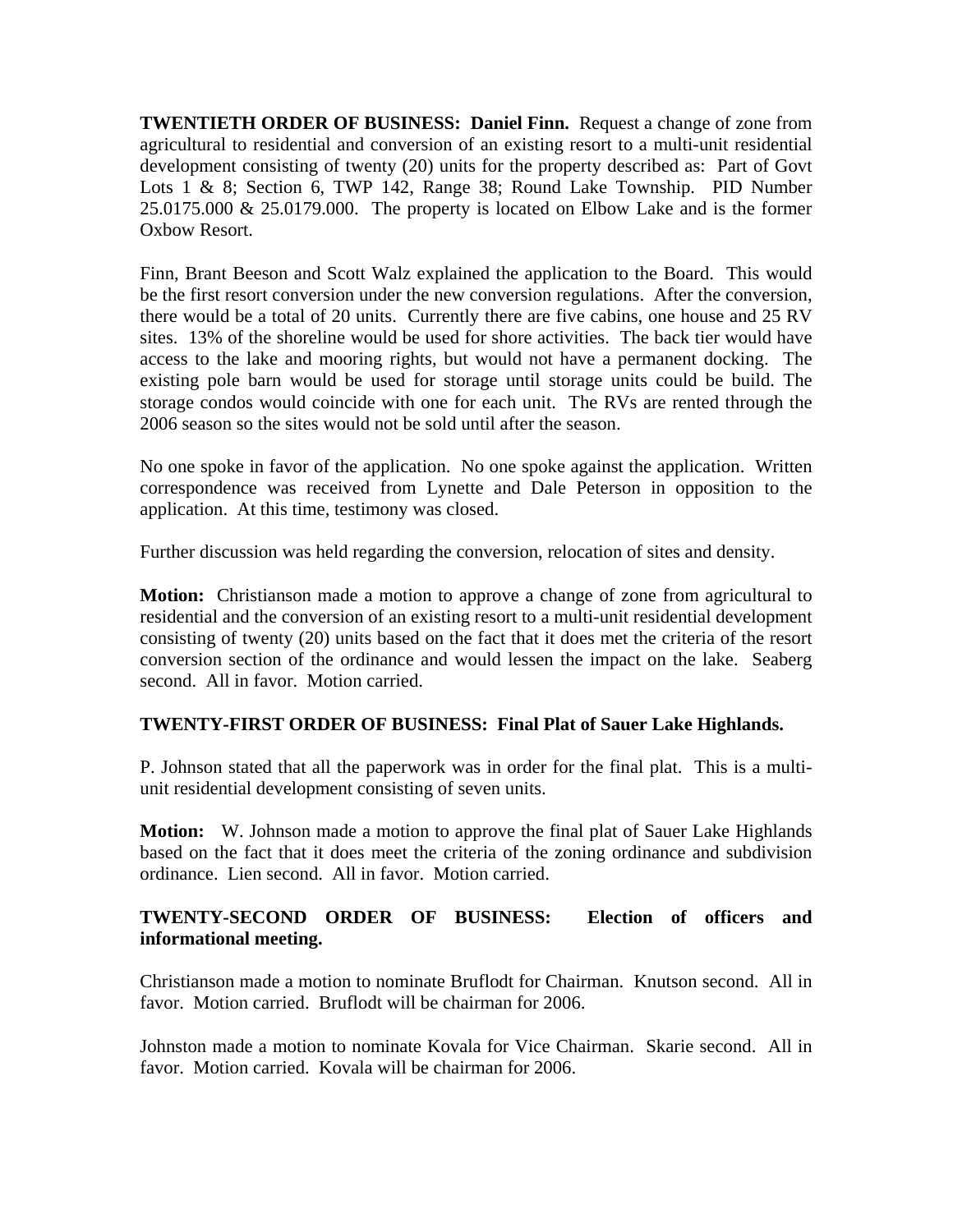**TWENTIETH ORDER OF BUSINESS: Daniel Finn.** Request a change of zone from agricultural to residential and conversion of an existing resort to a multi-unit residential development consisting of twenty (20) units for the property described as: Part of Govt Lots 1 & 8; Section 6, TWP 142, Range 38; Round Lake Township. PID Number 25.0175.000 & 25.0179.000. The property is located on Elbow Lake and is the former Oxbow Resort.

Finn, Brant Beeson and Scott Walz explained the application to the Board. This would be the first resort conversion under the new conversion regulations. After the conversion, there would be a total of 20 units. Currently there are five cabins, one house and 25 RV sites. 13% of the shoreline would be used for shore activities. The back tier would have access to the lake and mooring rights, but would not have a permanent docking. The existing pole barn would be used for storage until storage units could be build. The storage condos would coincide with one for each unit. The RVs are rented through the 2006 season so the sites would not be sold until after the season.

No one spoke in favor of the application. No one spoke against the application. Written correspondence was received from Lynette and Dale Peterson in opposition to the application. At this time, testimony was closed.

Further discussion was held regarding the conversion, relocation of sites and density.

**Motion:** Christianson made a motion to approve a change of zone from agricultural to residential and the conversion of an existing resort to a multi-unit residential development consisting of twenty (20) units based on the fact that it does met the criteria of the resort conversion section of the ordinance and would lessen the impact on the lake. Seaberg second. All in favor. Motion carried.

**TWENTY-FIRST ORDER OF BUSINESS: Final Plat of Sauer Lake Highlands.**

P. Johnson stated that all the paperwork was in order for the final plat. This is a multi-unit residential development consisting of seven units.

**Motion:** W. Johnson made a motion to approve the final plat of Sauer Lake Highlands based on the fact that it does meet the criteria of the zoning ordinance and subdivision ordinance. Lien second. All in favor. Motion carried.

**TWENTY-SECOND ORDER OF BUSINESS: Election of officers and informational meeting.**

Christianson made a motion to nominate Bruflodt for Chairman. Knutson second. All in favor. Motion carried. Bruflodt will be chairman for 2006.

Johnston made a motion to nominate Kovala for Vice Chairman. Skarie second. All in favor. Motion carried. Kovala will be chairman for 2006.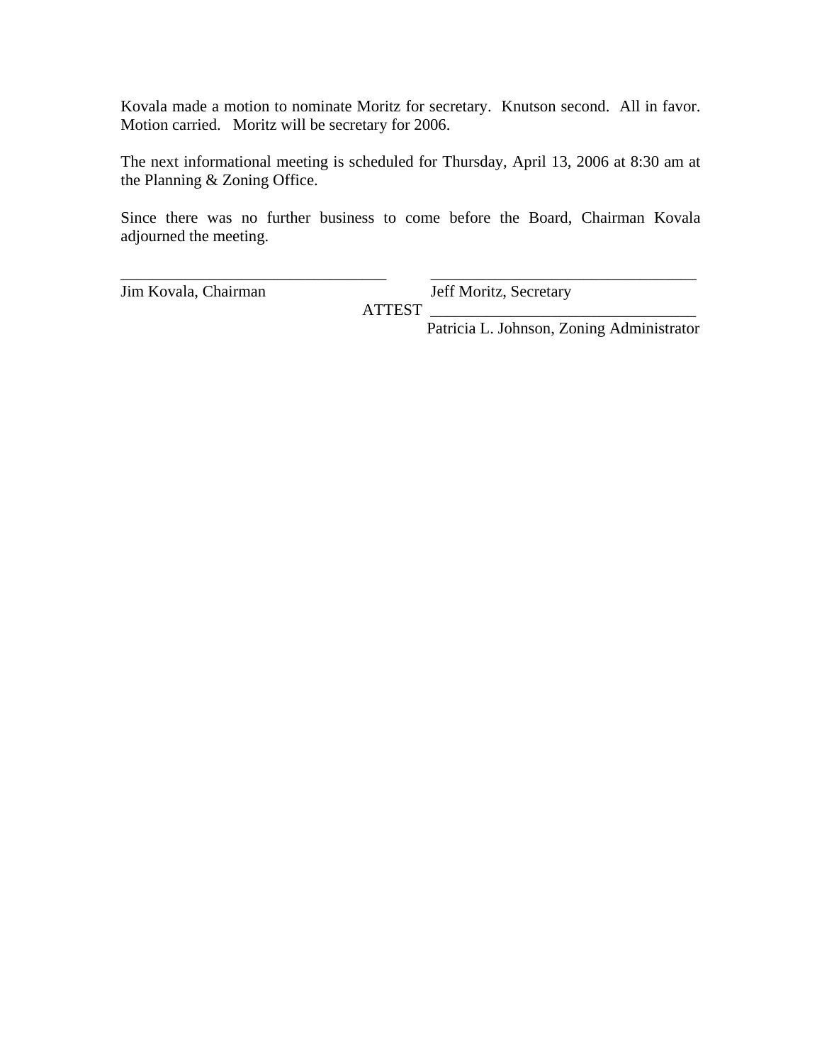Kovala made a motion to nominate Moritz for secretary. Knutson second. All in favor. Motion carried. Moritz will be secretary for 2006.

The next informational meeting is scheduled for Thursday, April 13, 2006 at 8:30 am at the Planning & Zoning Office.

Since there was no further business to come before the Board, Chairman Kovala adjourned the meeting.

\_\_\_\_\_\_\_\_\_\_\_\_\_\_\_\_\_\_\_\_\_\_\_\_\_\_\_\_\_\_\_\_\_\_ \_\_\_\_\_\_\_\_\_\_\_\_\_\_\_\_\_\_\_\_\_\_\_\_\_\_\_\_\_\_\_\_\_\_

Jim Kovala, Chairman Jeff Moritz, Secretary

ATTEST \_\_\_\_\_\_\_\_\_\_\_\_\_\_\_\_\_\_\_\_\_\_\_\_\_\_\_\_\_\_\_\_\_\_

Patricia L. Johnson, Zoning Administrator